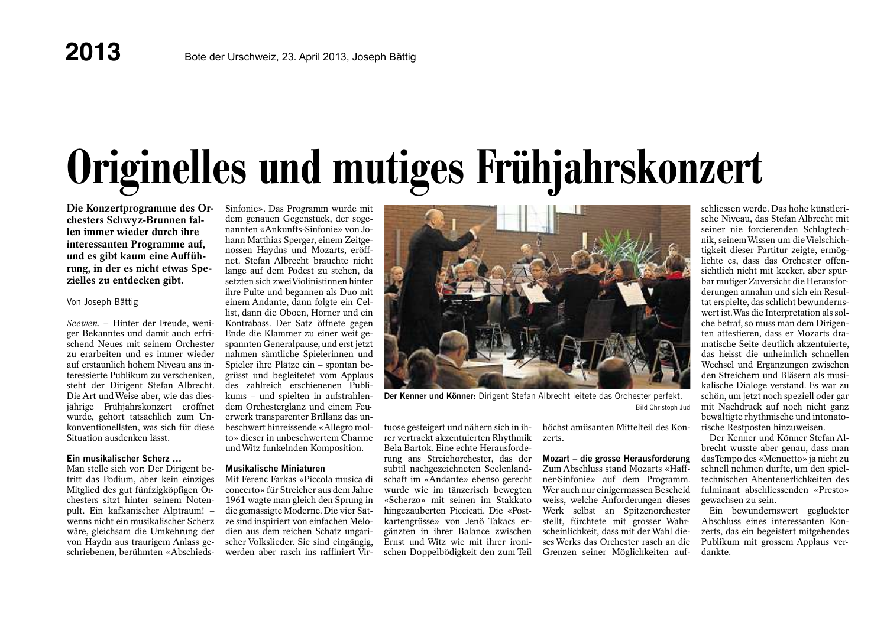2013 Bote der Urschweiz, 23. April 2013, Joseph Bättig

# Originelles und mutiges Frühjahrskonzert

**Die Konzertprogramme des Orchesters Schwyz-Brunnen fallen immer wieder durch ihre interessanten Programme auf, und es gibt kaum eine Aufführung, in der es nicht etwas Spezielles zu entdecken gibt.**

Von Joseph Bättig

*Seewen.* – Hinter der Freude, weniger Bekanntes und damit auch erfrischend Neues mit seinem Orchester zu erarbeiten und es immer wieder auf erstaunlich hohem Niveau ans interessierte Publikum zu verschenken, steht der Dirigent Stefan Albrecht. Die Art und Weise aber, wie das diesjährige Frühjahrskonzert eröffnet wurde, gehört tatsächlich zum Unkonventionellsten, was sich für diese Situation ausdenken lässt.

### Ein musikalischer Scherz …

Man stelle sich vor: Der Dirigent betritt das Podium, aber kein einziges Mitglied des gut fünfzigköpfigen Orchesters sitzt hinter seinem Notenpult. Ein kafkanischer Alptraum! – wenns nicht ein musikalischer Scherz wäre, gleichsam die Umkehrung der von Haydn aus traurigem Anlass geschriebenen, berühmten «Abschieds-Sinfonie». Das Programm wurde mit dem genauen Gegenstück, der sogenannten «Ankunfts-Sinfonie» von Johann Matthias Sperger, einem Zeitgenossen Haydns und Mozarts, eröffnet. Stefan Albrecht brauchte nicht lange auf dem Podest zu stehen, da setzten sich zwei Violinistinnen hinter ihre Pulte und begannen als Duo mit einem Andante, dann folgte ein Cellist, dann die Oboen, Hörner und ein Kontrabass. Der Satz öffnete gegen Ende die Klammer zu einer weit gespannten Generalpause, und erst jetzt nahmen sämtliche Spielerinnen und Spieler ihre Plätze ein – spontan begrüsst und begleitet vom Applaus des zahlreich erschienenen Publikums – und spielten in aufstrahlendem Orchesterglanz und einem Feuerwerk transparenter Brillanz das unbeschwert hinreissende «Allegro molto» dieser in unbeschwertem Charme und Witz funkelnden Komposition.

**Der Kenner und Könner:** Dirigent Stefan Albrecht leitete das Orchester perfekt.
Bild Christoph Jud

### Musikalische Miniaturen

Mit Ferenc Farkas «Piccola musica di concerto» für Streicher aus dem Jahre 1961 wagte man gleich den Sprung in die gemässigte Moderne. Die vier Sätze sind inspiriert von einfachen Melodien aus dem reichen Schatz ungarischer Volkslieder. Sie sind eingängig, werden aber rasch ins raffiniert Virtuose gesteigert und nähern sich in ihrer vertrackt akzentuierten Rhythmik Bela Bartok. Eine echte Herausforderung ans Streichorchester, das der subtil nachgezeichneten Seelenlandschaft im «Andante» ebenso gerecht wurde wie im tänzerisch bewegten «Scherzo» mit seinen im Stakkato hingezauberten Piccicati. Die «Postkartengrüsse» von Jenö Takacs ergänzten in ihrer Balance zwischen Ernst und Witz wie mit ihrer ironischen Doppelbödigkeit den zum Teil höchst amüsanten Mittelteil des Konzerts.

### Mozart – die grosse Herausforderung

Zum Abschluss stand Mozarts «Haffner-Sinfonie» auf dem Programm. Wer auch nur einigermassen Bescheid weiss, welche Anforderungen dieses Werk selbst an Spitzenorchester stellt, fürchtete mit grosser Wahrscheinlichkeit, dass mit der Wahl dieses Werks das Orchester rasch an die Grenzen seiner Möglichkeiten aufschliessen werde. Das hohe künstlerische Niveau, das Stefan Albrecht mit seiner nie forcierenden Schlagtechnik, seinem Wissen um die Vielschichtigkeit dieser Partitur zeigte, ermöglichte es, dass das Orchester offensichtlich nicht mit kecker, aber spürbar mutiger Zuversicht die Herausforderungen annahm und sich ein Resultat erspielte, das schlicht bewundernswert ist. Was die Interpretation als solche betraf, so muss man dem Dirigenten attestieren, dass er Mozarts dramatische Seite deutlich akzentuierte, das heisst die unheimlich schnellen Wechsel und Ergänzungen zwischen den Streichern und Bläsern als musikalische Dialoge verstand. Es war zu schön, um jetzt noch speziell oder gar mit Nachdruck auf noch nicht ganz bewältigte rhythmische und intonatorische Restposten hinzuweisen.

Der Kenner und Könner Stefan Albrecht wusste aber genau, dass man das Tempo des «Menuetto» ja nicht zu schnell nehmen durfte, um den spieltechnischen Abenteuerlichkeiten des fulminant abschliessenden «Presto» gewachsen zu sein.

Ein bewundernswert geglückter Abschluss eines interessanten Konzerts, das ein begeistert mitgehendes Publikum mit grossem Applaus verdankte.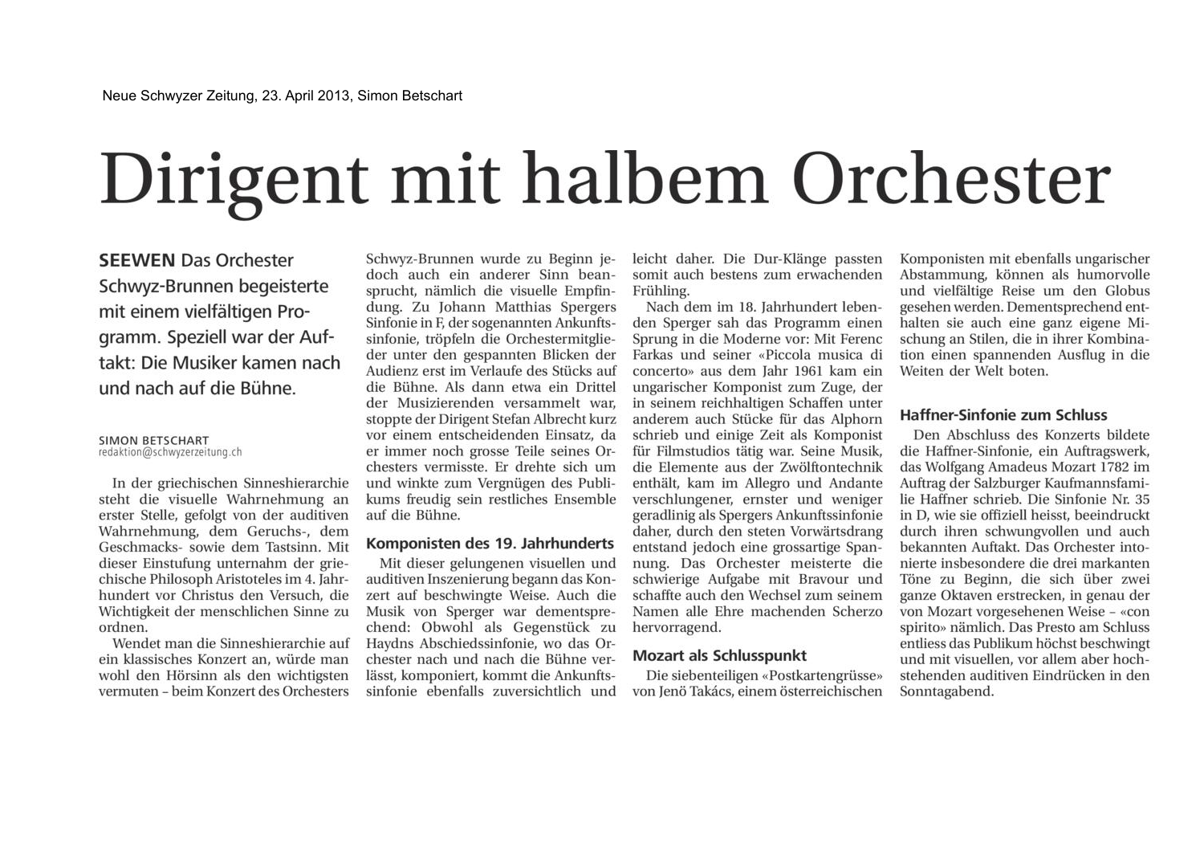Neue Schwyzer Zeitung, 23. April 2013, Simon Betschart

# Dirigent mit halbem Orchester

**SEEWEN Das Orchester Schwyz-Brunnen begeisterte mit einem vielfältigen Programm. Speziell war der Auftakt: Die Musiker kamen nach und nach auf die Bühne.**

SIMON BETSCHART
redaktion@schwyzerzeitung.ch

In der griechischen Sinneshierarchie steht die visuelle Wahrnehmung an erster Stelle, gefolgt von der auditiven Wahrnehmung, dem Geruchs-, dem Geschmacks- sowie dem Tastsinn. Mit dieser Einstufung unternahm der griechische Philosoph Aristoteles im 4. Jahrhundert vor Christus den Versuch, die Wichtigkeit der menschlichen Sinne zu ordnen.

Wendet man die Sinneshierarchie auf ein klassisches Konzert an, würde man wohl den Hörsinn als den wichtigsten vermuten – beim Konzert des Orchesters Schwyz-Brunnen wurde zu Beginn jedoch auch ein anderer Sinn beansprucht, nämlich die visuelle Empfindung. Zu Johann Matthias Spergers Sinfonie in F, der sogenannten Ankunftssinfonie, tröpfeln die Orchestermitglieder unter den gespannten Blicken der Audienz erst im Verlaufe des Stücks auf die Bühne. Als dann etwa ein Drittel der Musizierenden versammelt war, stoppte der Dirigent Stefan Albrecht kurz vor einem entscheidenden Einsatz, da er immer noch grosse Teile seines Orchesters vermisste. Er drehte sich um und winkte zum Vergnügen des Publikums freudig sein restliches Ensemble auf die Bühne.

## Komponisten des 19. Jahrhunderts

Mit dieser gelungenen visuellen und auditiven Inszenierung begann das Konzert auf beschwingte Weise. Auch die Musik von Sperger war dementsprechend: Obwohl als Gegenstück zu Haydns Abschiedssinfonie, wo das Orchester nach und nach die Bühne verlässt, komponiert, kommt die Ankunftssinfonie ebenfalls zuversichtlich und leicht daher. Die Dur-Klänge passten somit auch bestens zum erwachenden Frühling.

Nach dem im 18. Jahrhundert lebenden Sperger sah das Programm einen Sprung in die Moderne vor: Mit Ferenc Farkas und seiner «Piccola musica di concerto» aus dem Jahr 1961 kam ein ungarischer Komponist zum Zuge, der in seinem reichhaltigen Schaffen unter anderem auch Stücke für das Alphorn schrieb und einige Zeit als Komponist für Filmstudios tätig war. Seine Musik, die Elemente aus der Zwölftontechnik enthält, kam im Allegro und Andante verschlungener, ernster und weniger geradlinig als Spergers Ankunftssinfonie daher, durch den steten Vorwärtsdrang entstand jedoch eine grossartige Spannung. Das Orchester meisterte die schwierige Aufgabe mit Bravour und schaffte auch den Wechsel zum seinem Namen alle Ehre machenden Scherzo hervorragend.

## Mozart als Schlusspunkt

Die siebenteiligen «Postkartengrüsse» von Jenö Takács, einem österreichischen Komponisten mit ebenfalls ungarischer Abstammung, können als humorvolle und vielfältige Reise um den Globus gesehen werden. Dementsprechend enthalten sie auch eine ganz eigene Mischung an Stilen, die in ihrer Kombination einen spannenden Ausflug in die Weiten der Welt boten.

## Haffner-Sinfonie zum Schluss

Den Abschluss des Konzerts bildete die Haffner-Sinfonie, ein Auftragswerk, das Wolfgang Amadeus Mozart 1782 im Auftrag der Salzburger Kaufmannsfamilie Haffner schrieb. Die Sinfonie Nr. 35 in D, wie sie offiziell heisst, beeindruckt durch ihren schwungvollen und auch bekannten Auftakt. Das Orchester intonierte insbesondere die drei markanten Töne zu Beginn, die sich über zwei ganze Oktaven erstrecken, in genau der von Mozart vorgesehenen Weise – «con spirito» nämlich. Das Presto am Schluss entliess das Publikum höchst beschwingt und mit visuellen, vor allem aber hochstehenden auditiven Eindrücken in den Sonntagabend.